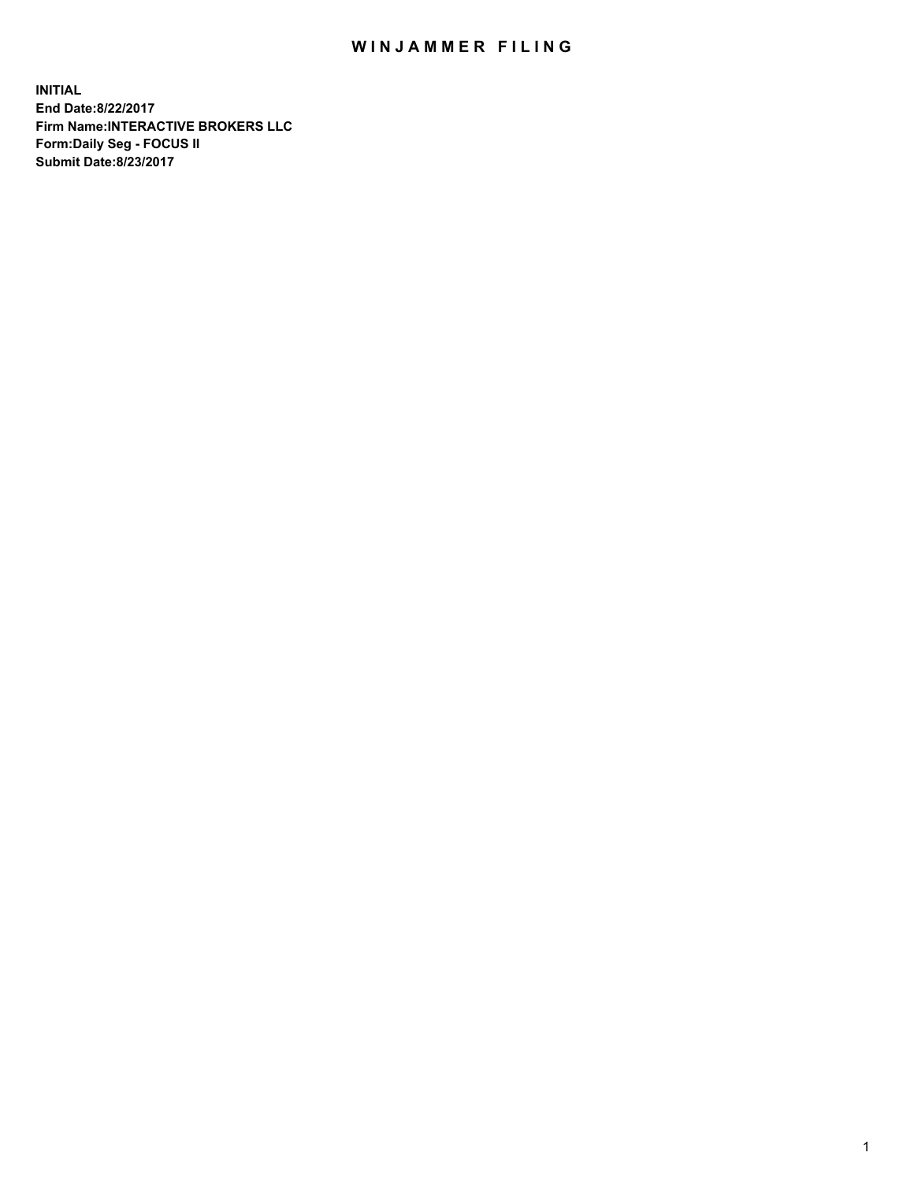# WINJAMMER FILING

**INITIAL**
**End Date:8/22/2017**
**Firm Name:INTERACTIVE BROKERS LLC**
**Form:Daily Seg - FOCUS II**
**Submit Date:8/23/2017**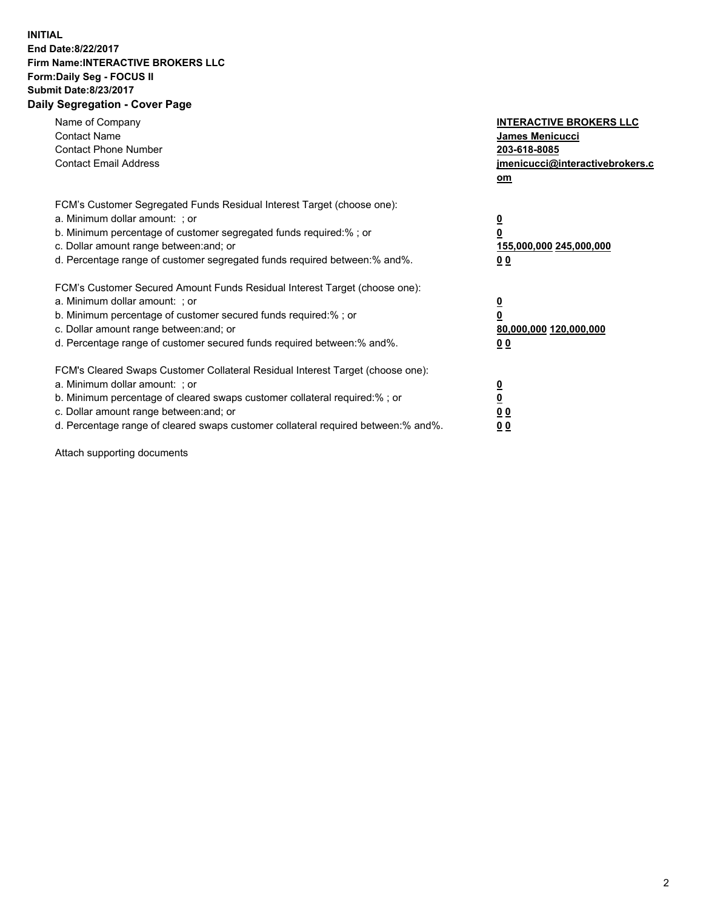**INITIAL**
**End Date:8/22/2017**
**Firm Name:INTERACTIVE BROKERS LLC**
**Form:Daily Seg - FOCUS II**
**Submit Date:8/23/2017**
**Daily Segregation - Cover Page**

| | |
|---|---|
| Name of Company | **INTERACTIVE BROKERS LLC** |
| Contact Name | **James Menicucci** |
| Contact Phone Number | **203-618-8085** |
| Contact Email Address | **jmenicucci@interactivebrokers.com** |

FCM's Customer Segregated Funds Residual Interest Target (choose one):

| | |
|---|---|
| a. Minimum dollar amount: ; or | **0** |
| b. Minimum percentage of customer segregated funds required:% ; or | **0** |
| c. Dollar amount range between:and; or | **155,000,000 245,000,000** |
| d. Percentage range of customer segregated funds required between:% and%. | **0 0** |

FCM's Customer Secured Amount Funds Residual Interest Target (choose one):

| | |
|---|---|
| a. Minimum dollar amount: ; or | **0** |
| b. Minimum percentage of customer secured funds required:% ; or | **0** |
| c. Dollar amount range between:and; or | **80,000,000 120,000,000** |
| d. Percentage range of customer secured funds required between:% and%. | **0 0** |

FCM's Cleared Swaps Customer Collateral Residual Interest Target (choose one):

| | |
|---|---|
| a. Minimum dollar amount: ; or | **0** |
| b. Minimum percentage of cleared swaps customer collateral required:% ; or | **0** |
| c. Dollar amount range between:and; or | **0 0** |
| d. Percentage range of cleared swaps customer collateral required between:% and%. | **0 0** |

Attach supporting documents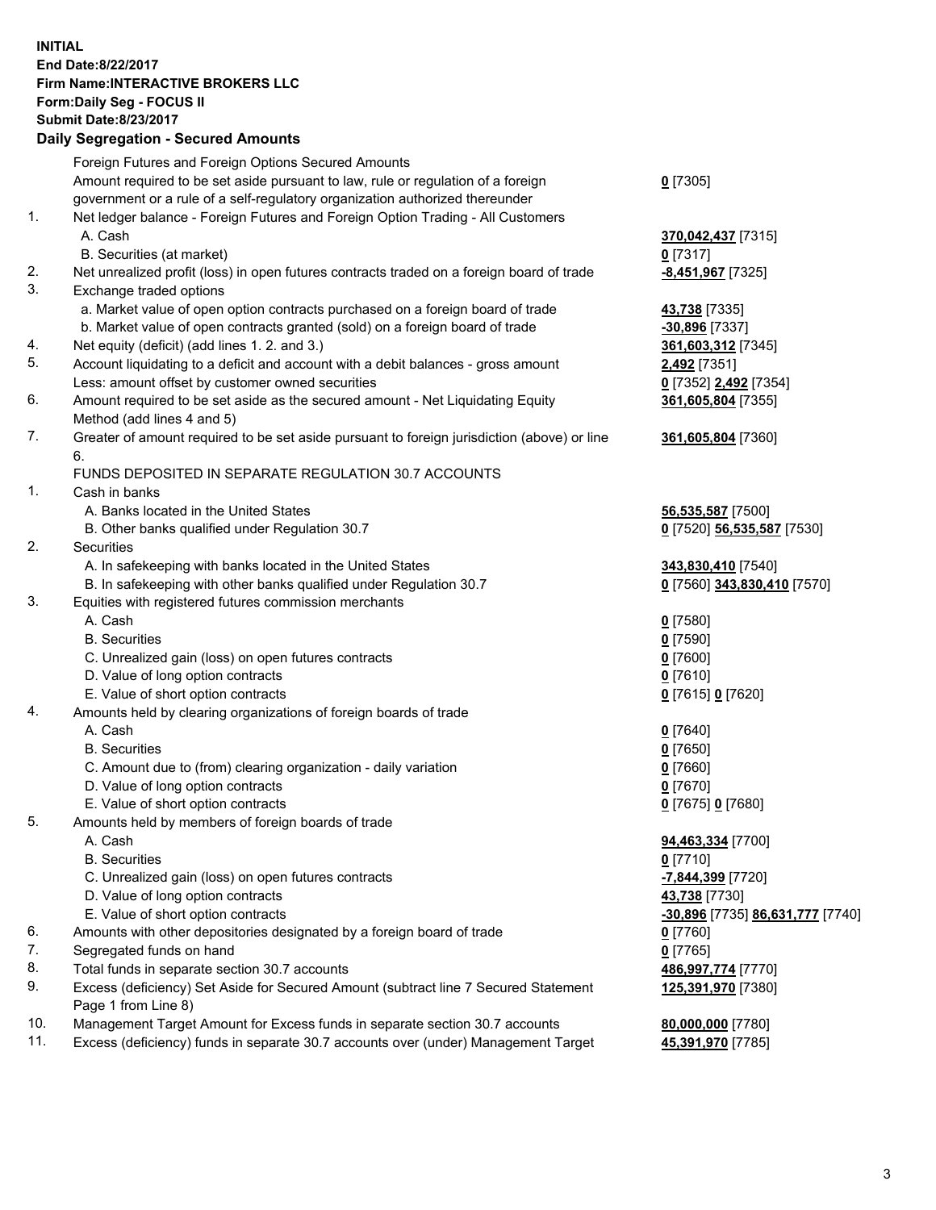**INITIAL**
**End Date:8/22/2017**
**Firm Name:INTERACTIVE BROKERS LLC**
**Form:Daily Seg - FOCUS II**
**Submit Date:8/23/2017**

## Daily Segregation - Secured Amounts

| | | |
|---|---|---|
| | Foreign Futures and Foreign Options Secured Amounts | |
| | Amount required to be set aside pursuant to law, rule or regulation of a foreign government or a rule of a self-regulatory organization authorized thereunder | **0** [7305] |
| 1. | Net ledger balance - Foreign Futures and Foreign Option Trading - All Customers | |
| | A. Cash | **370,042,437** [7315] |
| | B. Securities (at market) | **0** [7317] |
| 2. | Net unrealized profit (loss) in open futures contracts traded on a foreign board of trade | **-8,451,967** [7325] |
| 3. | Exchange traded options | |
| | a. Market value of open option contracts purchased on a foreign board of trade | **43,738** [7335] |
| | b. Market value of open contracts granted (sold) on a foreign board of trade | **-30,896** [7337] |
| 4. | Net equity (deficit) (add lines 1. 2. and 3.) | **361,603,312** [7345] |
| 5. | Account liquidating to a deficit and account with a debit balances - gross amount | **2,492** [7351] |
| | Less: amount offset by customer owned securities | **0** [7352] **2,492** [7354] |
| 6. | Amount required to be set aside as the secured amount - Net Liquidating Equity Method (add lines 4 and 5) | **361,605,804** [7355] |
| 7. | Greater of amount required to be set aside pursuant to foreign jurisdiction (above) or line 6. | **361,605,804** [7360] |
| | FUNDS DEPOSITED IN SEPARATE REGULATION 30.7 ACCOUNTS | |
| 1. | Cash in banks | |
| | A. Banks located in the United States | **56,535,587** [7500] |
| | B. Other banks qualified under Regulation 30.7 | **0** [7520] **56,535,587** [7530] |
| 2. | Securities | |
| | A. In safekeeping with banks located in the United States | **343,830,410** [7540] |
| | B. In safekeeping with other banks qualified under Regulation 30.7 | **0** [7560] **343,830,410** [7570] |
| 3. | Equities with registered futures commission merchants | |
| | A. Cash | **0** [7580] |
| | B. Securities | **0** [7590] |
| | C. Unrealized gain (loss) on open futures contracts | **0** [7600] |
| | D. Value of long option contracts | **0** [7610] |
| | E. Value of short option contracts | **0** [7615] **0** [7620] |
| 4. | Amounts held by clearing organizations of foreign boards of trade | |
| | A. Cash | **0** [7640] |
| | B. Securities | **0** [7650] |
| | C. Amount due to (from) clearing organization - daily variation | **0** [7660] |
| | D. Value of long option contracts | **0** [7670] |
| | E. Value of short option contracts | **0** [7675] **0** [7680] |
| 5. | Amounts held by members of foreign boards of trade | |
| | A. Cash | **94,463,334** [7700] |
| | B. Securities | **0** [7710] |
| | C. Unrealized gain (loss) on open futures contracts | **-7,844,399** [7720] |
| | D. Value of long option contracts | **43,738** [7730] |
| | E. Value of short option contracts | **-30,896** [7735] **86,631,777** [7740] |
| 6. | Amounts with other depositories designated by a foreign board of trade | **0** [7760] |
| 7. | Segregated funds on hand | **0** [7765] |
| 8. | Total funds in separate section 30.7 accounts | **486,997,774** [7770] |
| 9. | Excess (deficiency) Set Aside for Secured Amount (subtract line 7 Secured Statement Page 1 from Line 8) | **125,391,970** [7380] |
| 10. | Management Target Amount for Excess funds in separate section 30.7 accounts | **80,000,000** [7780] |
| 11. | Excess (deficiency) funds in separate 30.7 accounts over (under) Management Target | **45,391,970** [7785] |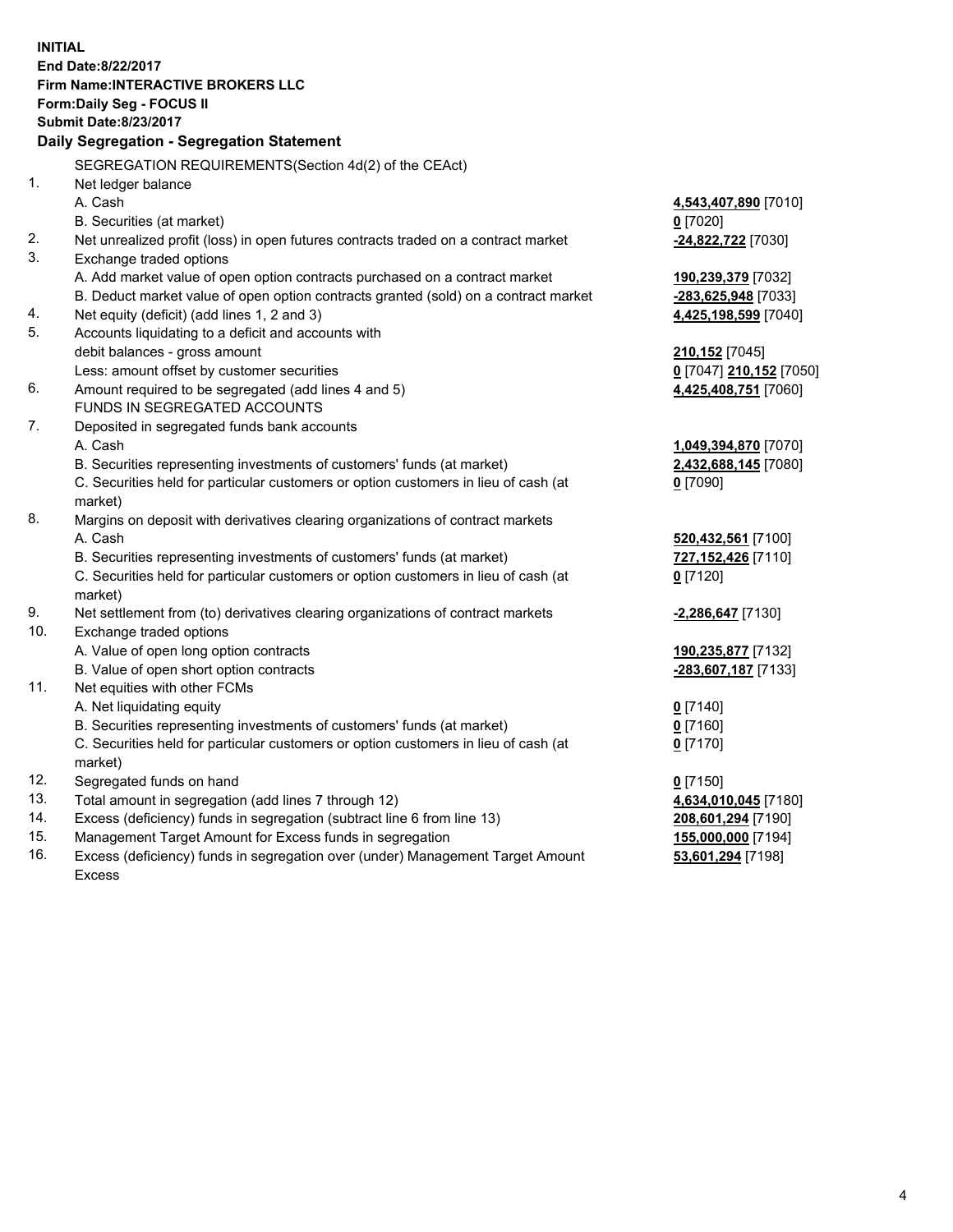**INITIAL**
**End Date:8/22/2017**
**Firm Name:INTERACTIVE BROKERS LLC**
**Form:Daily Seg - FOCUS II**
**Submit Date:8/23/2017**

### Daily Segregation - Segregation Statement

SEGREGATION REQUIREMENTS(Section 4d(2) of the CEAct)

| | | |
|---|---|---|
| 1. | Net ledger balance | |
| | A. Cash | **4,543,407,890** [7010] |
| | B. Securities (at market) | **0** [7020] |
| 2. | Net unrealized profit (loss) in open futures contracts traded on a contract market | **-24,822,722** [7030] |
| 3. | Exchange traded options | |
| | A. Add market value of open option contracts purchased on a contract market | **190,239,379** [7032] |
| | B. Deduct market value of open option contracts granted (sold) on a contract market | **-283,625,948** [7033] |
| 4. | Net equity (deficit) (add lines 1, 2 and 3) | **4,425,198,599** [7040] |
| 5. | Accounts liquidating to a deficit and accounts with | |
| | debit balances - gross amount | **210,152** [7045] |
| | Less: amount offset by customer securities | **0** [7047] **210,152** [7050] |
| 6. | Amount required to be segregated (add lines 4 and 5) | **4,425,408,751** [7060] |
| | FUNDS IN SEGREGATED ACCOUNTS | |
| 7. | Deposited in segregated funds bank accounts | |
| | A. Cash | **1,049,394,870** [7070] |
| | B. Securities representing investments of customers' funds (at market) | **2,432,688,145** [7080] |
| | C. Securities held for particular customers or option customers in lieu of cash (at market) | **0** [7090] |
| 8. | Margins on deposit with derivatives clearing organizations of contract markets | |
| | A. Cash | **520,432,561** [7100] |
| | B. Securities representing investments of customers' funds (at market) | **727,152,426** [7110] |
| | C. Securities held for particular customers or option customers in lieu of cash (at market) | **0** [7120] |
| 9. | Net settlement from (to) derivatives clearing organizations of contract markets | **-2,286,647** [7130] |
| 10. | Exchange traded options | |
| | A. Value of open long option contracts | **190,235,877** [7132] |
| | B. Value of open short option contracts | **-283,607,187** [7133] |
| 11. | Net equities with other FCMs | |
| | A. Net liquidating equity | **0** [7140] |
| | B. Securities representing investments of customers' funds (at market) | **0** [7160] |
| | C. Securities held for particular customers or option customers in lieu of cash (at market) | **0** [7170] |
| 12. | Segregated funds on hand | **0** [7150] |
| 13. | Total amount in segregation (add lines 7 through 12) | **4,634,010,045** [7180] |
| 14. | Excess (deficiency) funds in segregation (subtract line 6 from line 13) | **208,601,294** [7190] |
| 15. | Management Target Amount for Excess funds in segregation | **155,000,000** [7194] |
| 16. | Excess (deficiency) funds in segregation over (under) Management Target Amount Excess | **53,601,294** [7198] |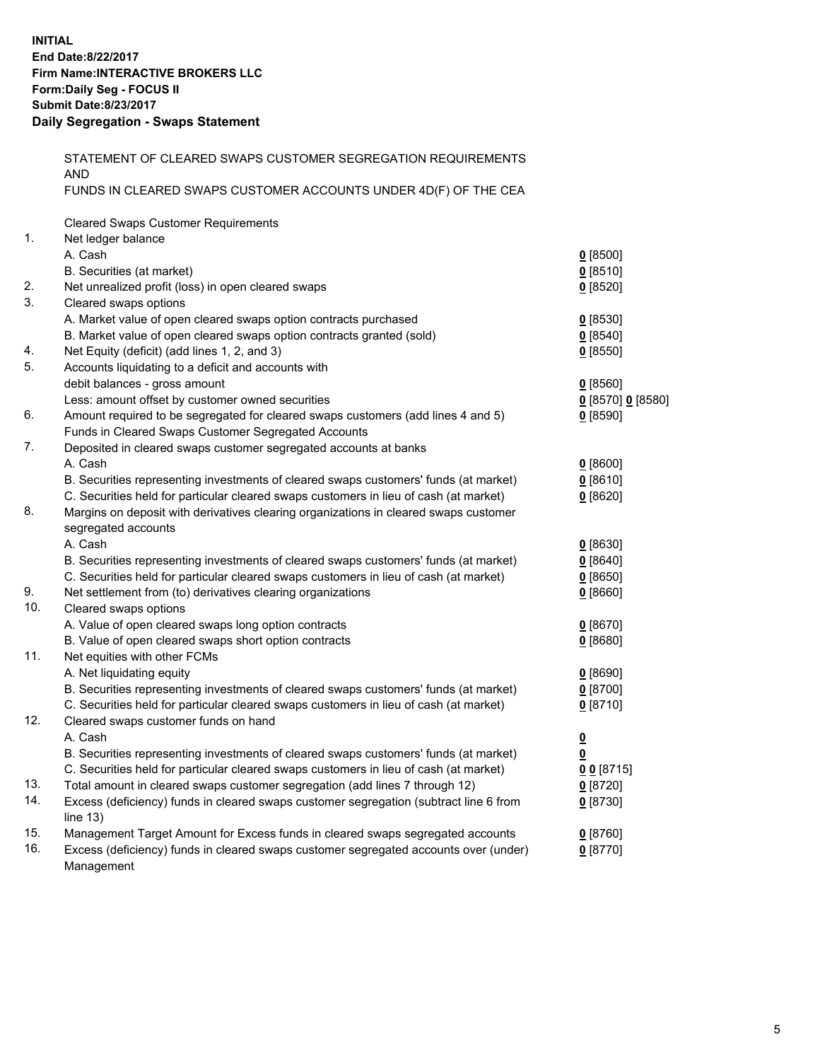**INITIAL**
**End Date:8/22/2017**
**Firm Name:INTERACTIVE BROKERS LLC**
**Form:Daily Seg - FOCUS II**
**Submit Date:8/23/2017**
**Daily Segregation - Swaps Statement**

STATEMENT OF CLEARED SWAPS CUSTOMER SEGREGATION REQUIREMENTS
AND
FUNDS IN CLEARED SWAPS CUSTOMER ACCOUNTS UNDER 4D(F) OF THE CEA

| | | |
|---|---|---|
| | Cleared Swaps Customer Requirements | |
| 1. | Net ledger balance | |
| | A. Cash | 0 [8500] |
| | B. Securities (at market) | 0 [8510] |
| 2. | Net unrealized profit (loss) in open cleared swaps | 0 [8520] |
| 3. | Cleared swaps options | |
| | A. Market value of open cleared swaps option contracts purchased | 0 [8530] |
| | B. Market value of open cleared swaps option contracts granted (sold) | 0 [8540] |
| 4. | Net Equity (deficit) (add lines 1, 2, and 3) | 0 [8550] |
| 5. | Accounts liquidating to a deficit and accounts with | |
| | debit balances - gross amount | 0 [8560] |
| | Less: amount offset by customer owned securities | 0 [8570] 0 [8580] |
| 6. | Amount required to be segregated for cleared swaps customers (add lines 4 and 5) | 0 [8590] |
| | Funds in Cleared Swaps Customer Segregated Accounts | |
| 7. | Deposited in cleared swaps customer segregated accounts at banks | |
| | A. Cash | 0 [8600] |
| | B. Securities representing investments of cleared swaps customers' funds (at market) | 0 [8610] |
| | C. Securities held for particular cleared swaps customers in lieu of cash (at market) | 0 [8620] |
| 8. | Margins on deposit with derivatives clearing organizations in cleared swaps customer segregated accounts | |
| | A. Cash | 0 [8630] |
| | B. Securities representing investments of cleared swaps customers' funds (at market) | 0 [8640] |
| | C. Securities held for particular cleared swaps customers in lieu of cash (at market) | 0 [8650] |
| 9. | Net settlement from (to) derivatives clearing organizations | 0 [8660] |
| 10. | Cleared swaps options | |
| | A. Value of open cleared swaps long option contracts | 0 [8670] |
| | B. Value of open cleared swaps short option contracts | 0 [8680] |
| 11. | Net equities with other FCMs | |
| | A. Net liquidating equity | 0 [8690] |
| | B. Securities representing investments of cleared swaps customers' funds (at market) | 0 [8700] |
| | C. Securities held for particular cleared swaps customers in lieu of cash (at market) | 0 [8710] |
| 12. | Cleared swaps customer funds on hand | |
| | A. Cash | 0 |
| | B. Securities representing investments of cleared swaps customers' funds (at market) | 0 |
| | C. Securities held for particular cleared swaps customers in lieu of cash (at market) | 0 0 [8715] |
| 13. | Total amount in cleared swaps customer segregation (add lines 7 through 12) | 0 [8720] |
| 14. | Excess (deficiency) funds in cleared swaps customer segregation (subtract line 6 from line 13) | 0 [8730] |
| 15. | Management Target Amount for Excess funds in cleared swaps segregated accounts | 0 [8760] |
| 16. | Excess (deficiency) funds in cleared swaps customer segregated accounts over (under) Management | 0 [8770] |